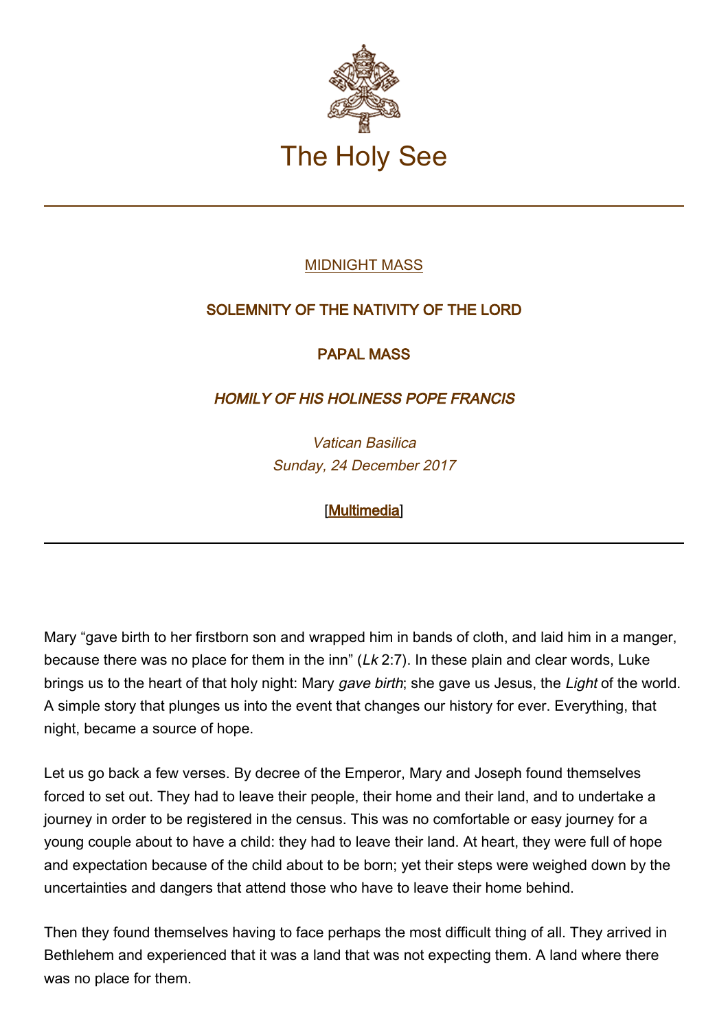# The Holy See

MIDNIGHT MASS

**SOLEMNITY OF THE NATIVITY OF THE LORD**

**PAPAL MASS**

***HOMILY OF HIS HOLINESS POPE FRANCIS***

*Vatican Basilica*
*Sunday, 24 December 2017*

[**Multimedia**]

---

Mary "gave birth to her firstborn son and wrapped him in bands of cloth, and laid him in a manger, because there was no place for them in the inn" (*Lk* 2:7). In these plain and clear words, Luke brings us to the heart of that holy night: Mary *gave birth*; she gave us Jesus, the *Light* of the world. A simple story that plunges us into the event that changes our history for ever. Everything, that night, became a source of hope.

Let us go back a few verses. By decree of the Emperor, Mary and Joseph found themselves forced to set out. They had to leave their people, their home and their land, and to undertake a journey in order to be registered in the census. This was no comfortable or easy journey for a young couple about to have a child: they had to leave their land. At heart, they were full of hope and expectation because of the child about to be born; yet their steps were weighed down by the uncertainties and dangers that attend those who have to leave their home behind.

Then they found themselves having to face perhaps the most difficult thing of all. They arrived in Bethlehem and experienced that it was a land that was not expecting them. A land where there was no place for them.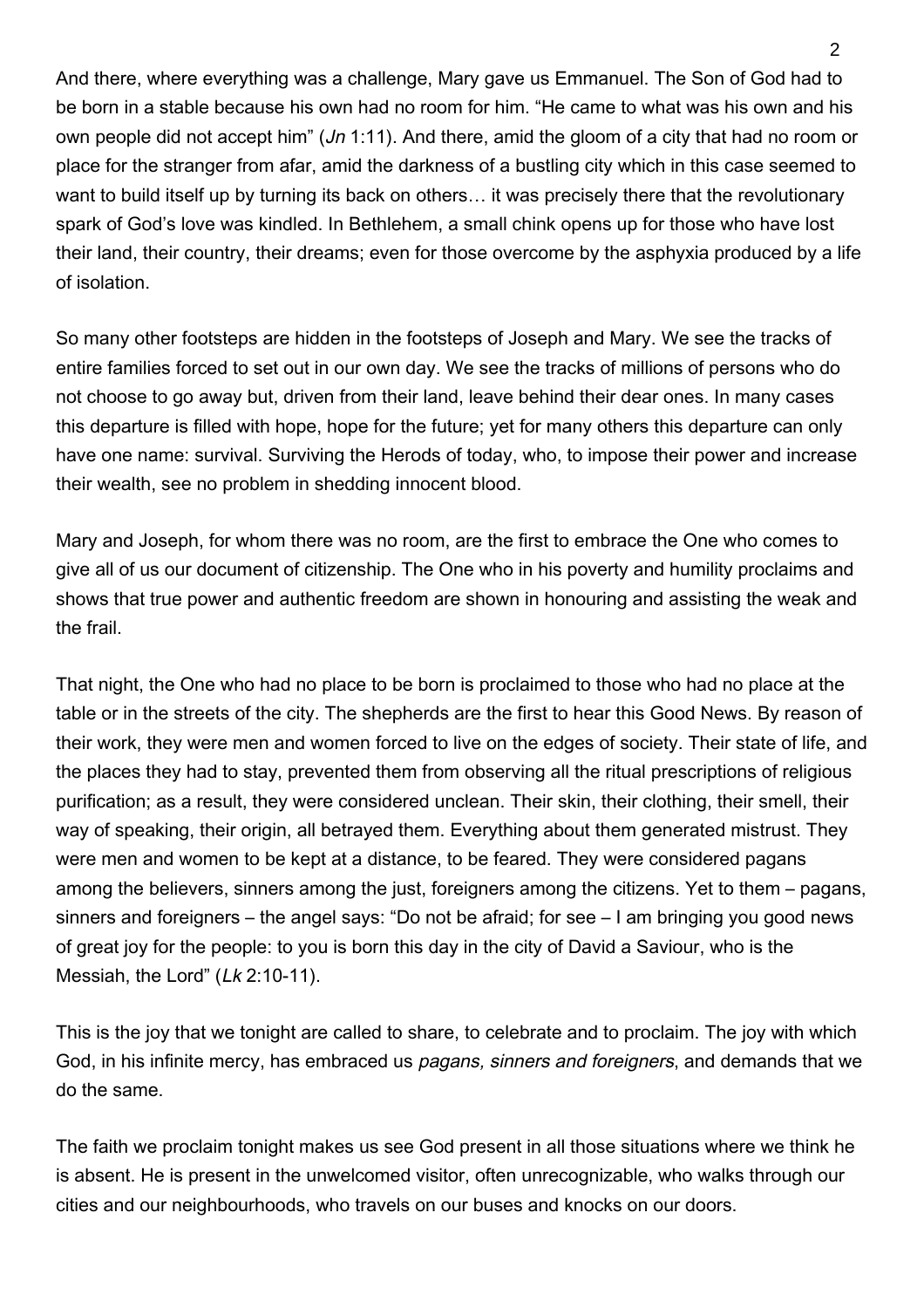And there, where everything was a challenge, Mary gave us Emmanuel. The Son of God had to be born in a stable because his own had no room for him. "He came to what was his own and his own people did not accept him" (*Jn* 1:11). And there, amid the gloom of a city that had no room or place for the stranger from afar, amid the darkness of a bustling city which in this case seemed to want to build itself up by turning its back on others… it was precisely there that the revolutionary spark of God's love was kindled. In Bethlehem, a small chink opens up for those who have lost their land, their country, their dreams; even for those overcome by the asphyxia produced by a life of isolation.

So many other footsteps are hidden in the footsteps of Joseph and Mary. We see the tracks of entire families forced to set out in our own day. We see the tracks of millions of persons who do not choose to go away but, driven from their land, leave behind their dear ones. In many cases this departure is filled with hope, hope for the future; yet for many others this departure can only have one name: survival. Surviving the Herods of today, who, to impose their power and increase their wealth, see no problem in shedding innocent blood.

Mary and Joseph, for whom there was no room, are the first to embrace the One who comes to give all of us our document of citizenship. The One who in his poverty and humility proclaims and shows that true power and authentic freedom are shown in honouring and assisting the weak and the frail.

That night, the One who had no place to be born is proclaimed to those who had no place at the table or in the streets of the city. The shepherds are the first to hear this Good News. By reason of their work, they were men and women forced to live on the edges of society. Their state of life, and the places they had to stay, prevented them from observing all the ritual prescriptions of religious purification; as a result, they were considered unclean. Their skin, their clothing, their smell, their way of speaking, their origin, all betrayed them. Everything about them generated mistrust. They were men and women to be kept at a distance, to be feared. They were considered pagans among the believers, sinners among the just, foreigners among the citizens. Yet to them – pagans, sinners and foreigners – the angel says: "Do not be afraid; for see – I am bringing you good news of great joy for the people: to you is born this day in the city of David a Saviour, who is the Messiah, the Lord" (*Lk* 2:10-11).

This is the joy that we tonight are called to share, to celebrate and to proclaim. The joy with which God, in his infinite mercy, has embraced us *pagans, sinners and foreigners*, and demands that we do the same.

The faith we proclaim tonight makes us see God present in all those situations where we think he is absent. He is present in the unwelcomed visitor, often unrecognizable, who walks through our cities and our neighbourhoods, who travels on our buses and knocks on our doors.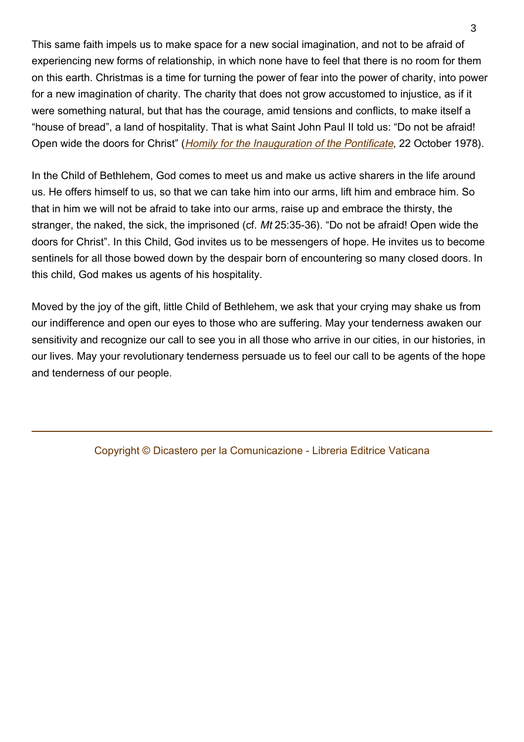This same faith impels us to make space for a new social imagination, and not to be afraid of experiencing new forms of relationship, in which none have to feel that there is no room for them on this earth. Christmas is a time for turning the power of fear into the power of charity, into power for a new imagination of charity. The charity that does not grow accustomed to injustice, as if it were something natural, but that has the courage, amid tensions and conflicts, to make itself a "house of bread", a land of hospitality. That is what Saint John Paul II told us: "Do not be afraid! Open wide the doors for Christ" (*Homily for the Inauguration of the Pontificate*, 22 October 1978).

In the Child of Bethlehem, God comes to meet us and make us active sharers in the life around us. He offers himself to us, so that we can take him into our arms, lift him and embrace him. So that in him we will not be afraid to take into our arms, raise up and embrace the thirsty, the stranger, the naked, the sick, the imprisoned (cf. *Mt* 25:35-36). "Do not be afraid! Open wide the doors for Christ". In this Child, God invites us to be messengers of hope. He invites us to become sentinels for all those bowed down by the despair born of encountering so many closed doors. In this child, God makes us agents of his hospitality.

Moved by the joy of the gift, little Child of Bethlehem, we ask that your crying may shake us from our indifference and open our eyes to those who are suffering. May your tenderness awaken our sensitivity and recognize our call to see you in all those who arrive in our cities, in our histories, in our lives. May your revolutionary tenderness persuade us to feel our call to be agents of the hope and tenderness of our people.

---

Copyright © Dicastero per la Comunicazione - Libreria Editrice Vaticana